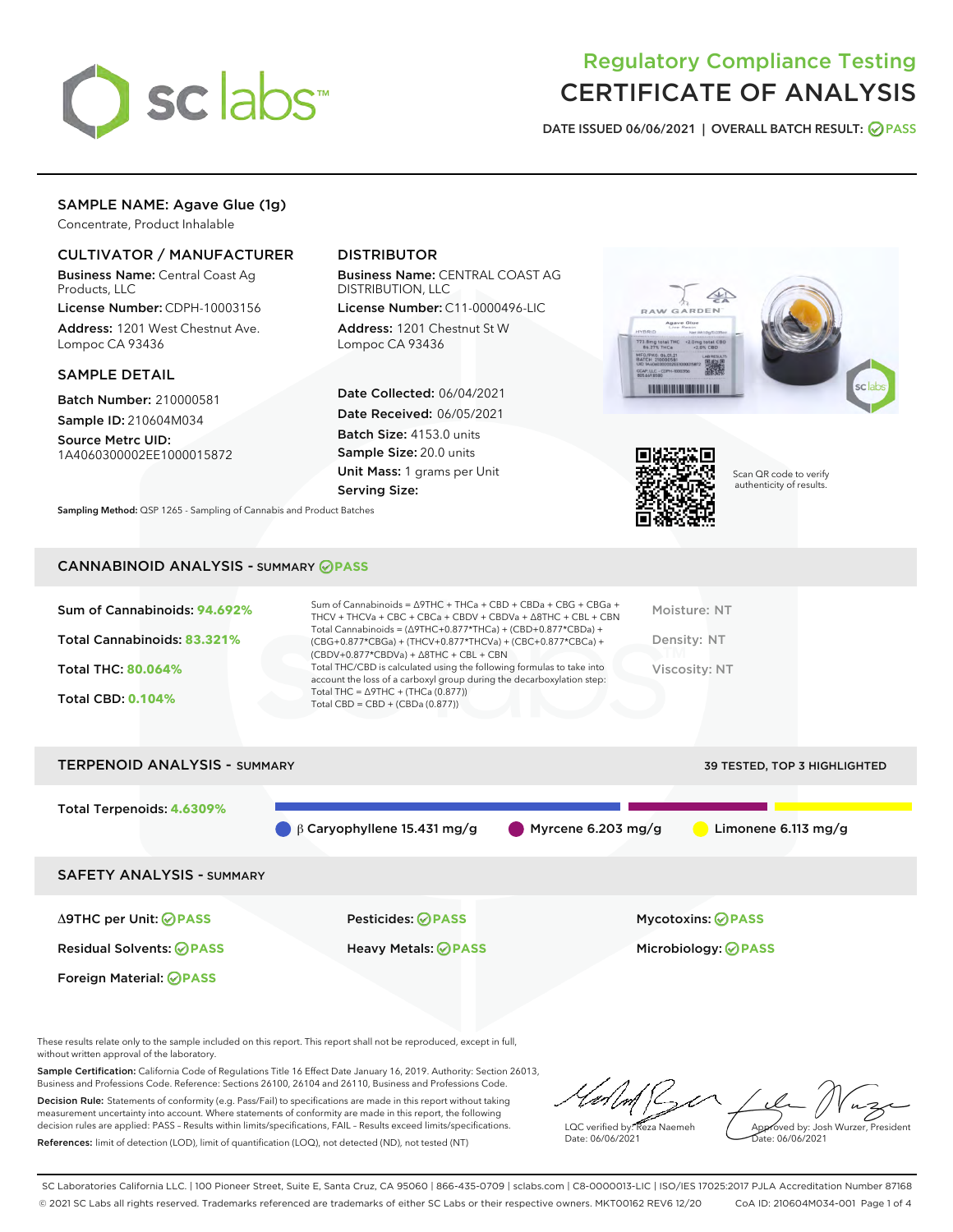# Regulatory Compliance Testing
# CERTIFICATE OF ANALYSIS

DATE ISSUED 06/06/2021 | OVERALL BATCH RESULT: PASS

## SAMPLE NAME: Agave Glue (1g)

Concentrate, Product Inhalable

### CULTIVATOR / MANUFACTURER

**Business Name:** Central Coast Ag Products, LLC

**License Number:** CDPH-10003156

**Address:** 1201 West Chestnut Ave. Lompoc CA 93436

### DISTRIBUTOR

**Business Name:** CENTRAL COAST AG DISTRIBUTION, LLC

**License Number:** C11-0000496-LIC

**Address:** 1201 Chestnut St W Lompoc CA 93436

### SAMPLE DETAIL

**Batch Number:** 210000581

**Sample ID:** 210604M034

**Source Metrc UID:** 1A4060300002EE1000015872

**Date Collected:** 06/04/2021

**Date Received:** 06/05/2021

**Batch Size:** 4153.0 units

**Sample Size:** 20.0 units

**Unit Mass:** 1 grams per Unit

**Serving Size:**

Scan QR code to verify authenticity of results.

**Sampling Method:** QSP 1265 - Sampling of Cannabis and Product Batches

## CANNABINOID ANALYSIS - SUMMARY PASS

**Sum of Cannabinoids:** 94.692%

**Total Cannabinoids:** 83.321%

**Total THC:** 80.064%

**Total CBD:** 0.104%

Sum of Cannabinoids = Δ9THC + THCa + CBD + CBDa + CBG + CBGa + THCV + THCVa + CBC + CBCa + CBDV + CBDVa + Δ8THC + CBL + CBN

Total Cannabinoids = (Δ9THC+0.877*THCa) + (CBD+0.877*CBDa) + (CBG+0.877*CBGa) + (THCV+0.877*THCVa) + (CBC+0.877*CBCa) + (CBDV+0.877*CBDVa) + Δ8THC + CBL + CBN

Total THC/CBD is calculated using the following formulas to take into account the loss of a carboxyl group during the decarboxylation step:
Total THC = Δ9THC + (THCa (0.877))
Total CBD = CBD + (CBDa (0.877))

Moisture: NT

Density: NT

Viscosity: NT

## TERPENOID ANALYSIS - SUMMARY

39 TESTED, TOP 3 HIGHLIGHTED

**Total Terpenoids:** 4.6309%

β Caryophyllene 15.431 mg/g | Myrcene 6.203 mg/g | Limonene 6.113 mg/g

## SAFETY ANALYSIS - SUMMARY

| | | |
|---|---|---|
| Δ9THC per Unit: PASS | Pesticides: PASS | Mycotoxins: PASS |
| Residual Solvents: PASS | Heavy Metals: PASS | Microbiology: PASS |
| Foreign Material: PASS | | |

These results relate only to the sample included on this report. This report shall not be reproduced, except in full, without written approval of the laboratory.

**Sample Certification:** California Code of Regulations Title 16 Effect Date January 16, 2019. Authority: Section 26013, Business and Professions Code. Reference: Sections 26100, 26104 and 26110, Business and Professions Code.

**Decision Rule:** Statements of conformity (e.g. Pass/Fail) to specifications are made in this report without taking measurement uncertainty into account. Where statements of conformity are made in this report, the following decision rules are applied: PASS - Results within limits/specifications, FAIL - Results exceed limits/specifications.

**References:** limit of detection (LOD), limit of quantification (LOQ), not detected (ND), not tested (NT)

LQC verified by: Reza Naemeh
Date: 06/06/2021

Approved by: Josh Wurzer, President
Date: 06/06/2021

SC Laboratories California LLC. | 100 Pioneer Street, Suite E, Santa Cruz, CA 95060 | 866-435-0709 | sclabs.com | C8-0000013-LIC | ISO/IES 17025:2017 PJLA Accreditation Number 87168
© 2021 SC Labs all rights reserved. Trademarks referenced are trademarks of either SC Labs or their respective owners. MKT00162 REV6 12/20 CoA ID: 210604M034-001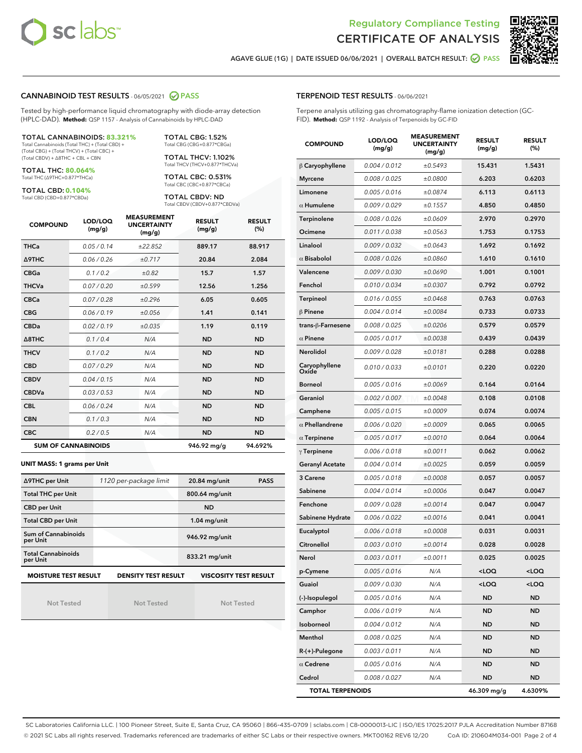Regulatory Compliance Testing
# CERTIFICATE OF ANALYSIS

AGAVE GLUE (1G) | DATE ISSUED 06/06/2021 | OVERALL BATCH RESULT: PASS

## CANNABINOID TEST RESULTS - 06/05/2021 PASS

Tested by high-performance liquid chromatography with diode-array detection (HPLC-DAD). **Method:** QSP 1157 - Analysis of Cannabinoids by HPLC-DAD

**TOTAL CANNABINOIDS: 83.321%**
Total Cannabinoids (Total THC) + (Total CBD) + (Total CBG) + (Total THCV) + (Total CBC) + (Total CBDV) + Δ8THC + CBL + CBN

**TOTAL THC: 80.064%**
Total THC (Δ9THC+0.877*THCa)

**TOTAL CBD: 0.104%**
Total CBD (CBD+0.877*CBDa)

**TOTAL CBG: 1.52%**
Total CBG (CBG+0.877*CBGa)

**TOTAL THCV: 1.102%**
Total THCV (THCV+0.877*THCVa)

**TOTAL CBC: 0.531%**
Total CBC (CBC+0.877*CBCa)

**TOTAL CBDV: ND**
Total CBDV (CBDV+0.877*CBDVa)

| COMPOUND | LOD/LOQ (mg/g) | MEASUREMENT UNCERTAINTY (mg/g) | RESULT (mg/g) | RESULT (%) |
|---|---|---|---|---|
| THCa | 0.05 / 0.14 | ±22.852 | 889.17 | 88.917 |
| Δ9THC | 0.06 / 0.26 | ±0.717 | 20.84 | 2.084 |
| CBGa | 0.1 / 0.2 | ±0.82 | 15.7 | 1.57 |
| THCVa | 0.07 / 0.20 | ±0.599 | 12.56 | 1.256 |
| CBCa | 0.07 / 0.28 | ±0.296 | 6.05 | 0.605 |
| CBG | 0.06 / 0.19 | ±0.056 | 1.41 | 0.141 |
| CBDa | 0.02 / 0.19 | ±0.035 | 1.19 | 0.119 |
| Δ8THC | 0.1 / 0.4 | N/A | ND | ND |
| THCV | 0.1 / 0.2 | N/A | ND | ND |
| CBD | 0.07 / 0.29 | N/A | ND | ND |
| CBDV | 0.04 / 0.15 | N/A | ND | ND |
| CBDVa | 0.03 / 0.53 | N/A | ND | ND |
| CBL | 0.06 / 0.24 | N/A | ND | ND |
| CBN | 0.1 / 0.3 | N/A | ND | ND |
| CBC | 0.2 / 0.5 | N/A | ND | ND |
| **SUM OF CANNABINOIDS** | | | **946.92 mg/g** | **94.692%** |

**UNIT MASS: 1 grams per Unit**

| | | | |
|---|---|---|---|
| Δ9THC per Unit | 1120 per-package limit | 20.84 mg/unit | PASS |
| Total THC per Unit | | 800.64 mg/unit | |
| CBD per Unit | | ND | |
| Total CBD per Unit | | 1.04 mg/unit | |
| Sum of Cannabinoids per Unit | | 946.92 mg/unit | |
| Total Cannabinoids per Unit | | 833.21 mg/unit | |

| MOISTURE TEST RESULT | DENSITY TEST RESULT | VISCOSITY TEST RESULT |
|---|---|---|
| Not Tested | Not Tested | Not Tested |

## TERPENOID TEST RESULTS - 06/06/2021

Terpene analysis utilizing gas chromatography-flame ionization detection (GC-FID). **Method:** QSP 1192 - Analysis of Terpenoids by GC-FID

| COMPOUND | LOD/LOQ (mg/g) | MEASUREMENT UNCERTAINTY (mg/g) | RESULT (mg/g) | RESULT (%) |
|---|---|---|---|---|
| β Caryophyllene | 0.004 / 0.012 | ±0.5493 | 15.431 | 1.5431 |
| Myrcene | 0.008 / 0.025 | ±0.0800 | 6.203 | 0.6203 |
| Limonene | 0.005 / 0.016 | ±0.0874 | 6.113 | 0.6113 |
| α Humulene | 0.009 / 0.029 | ±0.1557 | 4.850 | 0.4850 |
| Terpinolene | 0.008 / 0.026 | ±0.0609 | 2.970 | 0.2970 |
| Ocimene | 0.011 / 0.038 | ±0.0563 | 1.753 | 0.1753 |
| Linalool | 0.009 / 0.032 | ±0.0643 | 1.692 | 0.1692 |
| α Bisabolol | 0.008 / 0.026 | ±0.0860 | 1.610 | 0.1610 |
| Valencene | 0.009 / 0.030 | ±0.0690 | 1.001 | 0.1001 |
| Fenchol | 0.010 / 0.034 | ±0.0307 | 0.792 | 0.0792 |
| Terpineol | 0.016 / 0.055 | ±0.0468 | 0.763 | 0.0763 |
| β Pinene | 0.004 / 0.014 | ±0.0084 | 0.733 | 0.0733 |
| trans-β-Farnesene | 0.008 / 0.025 | ±0.0206 | 0.579 | 0.0579 |
| α Pinene | 0.005 / 0.017 | ±0.0038 | 0.439 | 0.0439 |
| Nerolidol | 0.009 / 0.028 | ±0.0181 | 0.288 | 0.0288 |
| Caryophyllene Oxide | 0.010 / 0.033 | ±0.0101 | 0.220 | 0.0220 |
| Borneol | 0.005 / 0.016 | ±0.0069 | 0.164 | 0.0164 |
| Geraniol | 0.002 / 0.007 | ±0.0048 | 0.108 | 0.0108 |
| Camphene | 0.005 / 0.015 | ±0.0009 | 0.074 | 0.0074 |
| α Phellandrene | 0.006 / 0.020 | ±0.0009 | 0.065 | 0.0065 |
| α Terpinene | 0.005 / 0.017 | ±0.0010 | 0.064 | 0.0064 |
| γ Terpinene | 0.006 / 0.018 | ±0.0011 | 0.062 | 0.0062 |
| Geranyl Acetate | 0.004 / 0.014 | ±0.0025 | 0.059 | 0.0059 |
| 3 Carene | 0.005 / 0.018 | ±0.0008 | 0.057 | 0.0057 |
| Sabinene | 0.004 / 0.014 | ±0.0006 | 0.047 | 0.0047 |
| Fenchone | 0.009 / 0.028 | ±0.0014 | 0.047 | 0.0047 |
| Sabinene Hydrate | 0.006 / 0.022 | ±0.0016 | 0.041 | 0.0041 |
| Eucalyptol | 0.006 / 0.018 | ±0.0008 | 0.031 | 0.0031 |
| Citronellol | 0.003 / 0.010 | ±0.0014 | 0.028 | 0.0028 |
| Nerol | 0.003 / 0.011 | ±0.0011 | 0.025 | 0.0025 |
| p-Cymene | 0.005 / 0.016 | N/A | <LOQ | <LOQ |
| Guaiol | 0.009 / 0.030 | N/A | <LOQ | <LOQ |
| (-)-Isopulegol | 0.005 / 0.016 | N/A | ND | ND |
| Camphor | 0.006 / 0.019 | N/A | ND | ND |
| Isoborneol | 0.004 / 0.012 | N/A | ND | ND |
| Menthol | 0.008 / 0.025 | N/A | ND | ND |
| R-(+)-Pulegone | 0.003 / 0.011 | N/A | ND | ND |
| α Cedrene | 0.005 / 0.016 | N/A | ND | ND |
| Cedrol | 0.008 / 0.027 | N/A | ND | ND |
| **TOTAL TERPENOIDS** | | | **46.309 mg/g** | **4.6309%** |

SC Laboratories California LLC. | 100 Pioneer Street, Suite E, Santa Cruz, CA 95060 | 866-435-0709 | sclabs.com | C8-0000013-LIC | ISO/IES 17025:2017 PJLA Accreditation Number 87168
© 2021 SC Labs all rights reserved. Trademarks referenced are trademarks of either SC Labs or their respective owners. MKT00162 REV6 12/20 CoA ID: 210604M034-001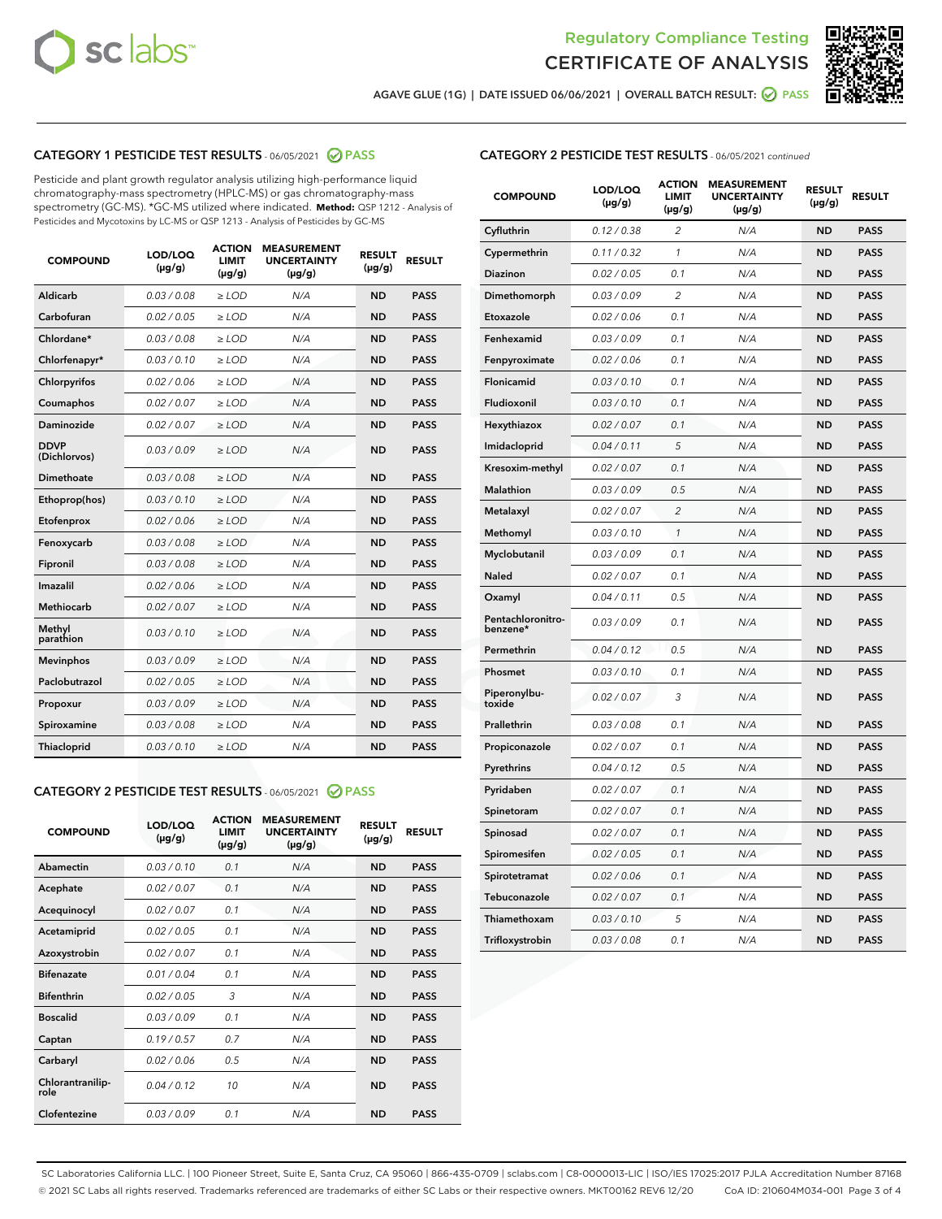Regulatory Compliance Testing
CERTIFICATE OF ANALYSIS

AGAVE GLUE (1G) | DATE ISSUED 06/06/2021 | OVERALL BATCH RESULT: PASS

## CATEGORY 1 PESTICIDE TEST RESULTS - 06/05/2021 PASS

Pesticide and plant growth regulator analysis utilizing high-performance liquid chromatography-mass spectrometry (HPLC-MS) or gas chromatography-mass spectrometry (GC-MS). *GC-MS utilized where indicated. **Method:** QSP 1212 - Analysis of Pesticides and Mycotoxins by LC-MS or QSP 1213 - Analysis of Pesticides by GC-MS

| COMPOUND | LOD/LOQ (µg/g) | ACTION LIMIT (µg/g) | MEASUREMENT UNCERTAINTY (µg/g) | RESULT (µg/g) | RESULT |
|---|---|---|---|---|---|
| Aldicarb | 0.03 / 0.08 | ≥ LOD | N/A | ND | PASS |
| Carbofuran | 0.02 / 0.05 | ≥ LOD | N/A | ND | PASS |
| Chlordane* | 0.03 / 0.08 | ≥ LOD | N/A | ND | PASS |
| Chlorfenapyr* | 0.03 / 0.10 | ≥ LOD | N/A | ND | PASS |
| Chlorpyrifos | 0.02 / 0.06 | ≥ LOD | N/A | ND | PASS |
| Coumaphos | 0.02 / 0.07 | ≥ LOD | N/A | ND | PASS |
| Daminozide | 0.02 / 0.07 | ≥ LOD | N/A | ND | PASS |
| DDVP (Dichlorvos) | 0.03 / 0.09 | ≥ LOD | N/A | ND | PASS |
| Dimethoate | 0.03 / 0.08 | ≥ LOD | N/A | ND | PASS |
| Ethoprop(hos) | 0.03 / 0.10 | ≥ LOD | N/A | ND | PASS |
| Etofenprox | 0.02 / 0.06 | ≥ LOD | N/A | ND | PASS |
| Fenoxycarb | 0.03 / 0.08 | ≥ LOD | N/A | ND | PASS |
| Fipronil | 0.03 / 0.08 | ≥ LOD | N/A | ND | PASS |
| Imazalil | 0.02 / 0.06 | ≥ LOD | N/A | ND | PASS |
| Methiocarb | 0.02 / 0.07 | ≥ LOD | N/A | ND | PASS |
| Methyl parathion | 0.03 / 0.10 | ≥ LOD | N/A | ND | PASS |
| Mevinphos | 0.03 / 0.09 | ≥ LOD | N/A | ND | PASS |
| Paclobutrazol | 0.02 / 0.05 | ≥ LOD | N/A | ND | PASS |
| Propoxur | 0.03 / 0.09 | ≥ LOD | N/A | ND | PASS |
| Spiroxamine | 0.03 / 0.08 | ≥ LOD | N/A | ND | PASS |
| Thiacloprid | 0.03 / 0.10 | ≥ LOD | N/A | ND | PASS |

## CATEGORY 2 PESTICIDE TEST RESULTS - 06/05/2021 PASS

| COMPOUND | LOD/LOQ (µg/g) | ACTION LIMIT (µg/g) | MEASUREMENT UNCERTAINTY (µg/g) | RESULT (µg/g) | RESULT |
|---|---|---|---|---|---|
| Abamectin | 0.03 / 0.10 | 0.1 | N/A | ND | PASS |
| Acephate | 0.02 / 0.07 | 0.1 | N/A | ND | PASS |
| Acequinocyl | 0.02 / 0.07 | 0.1 | N/A | ND | PASS |
| Acetamiprid | 0.02 / 0.05 | 0.1 | N/A | ND | PASS |
| Azoxystrobin | 0.02 / 0.07 | 0.1 | N/A | ND | PASS |
| Bifenazate | 0.01 / 0.04 | 0.1 | N/A | ND | PASS |
| Bifenthrin | 0.02 / 0.05 | 3 | N/A | ND | PASS |
| Boscalid | 0.03 / 0.09 | 0.1 | N/A | ND | PASS |
| Captan | 0.19 / 0.57 | 0.7 | N/A | ND | PASS |
| Carbaryl | 0.02 / 0.06 | 0.5 | N/A | ND | PASS |
| Chlorantraniliprole | 0.04 / 0.12 | 10 | N/A | ND | PASS |
| Clofentezine | 0.03 / 0.09 | 0.1 | N/A | ND | PASS |
| Cyfluthrin | 0.12 / 0.38 | 2 | N/A | ND | PASS |
| Cypermethrin | 0.11 / 0.32 | 1 | N/A | ND | PASS |
| Diazinon | 0.02 / 0.05 | 0.1 | N/A | ND | PASS |
| Dimethomorph | 0.03 / 0.09 | 2 | N/A | ND | PASS |
| Etoxazole | 0.02 / 0.06 | 0.1 | N/A | ND | PASS |
| Fenhexamid | 0.03 / 0.09 | 0.1 | N/A | ND | PASS |
| Fenpyroximate | 0.02 / 0.06 | 0.1 | N/A | ND | PASS |
| Flonicamid | 0.03 / 0.10 | 0.1 | N/A | ND | PASS |
| Fludioxonil | 0.03 / 0.10 | 0.1 | N/A | ND | PASS |
| Hexythiazox | 0.02 / 0.07 | 0.1 | N/A | ND | PASS |
| Imidacloprid | 0.04 / 0.11 | 5 | N/A | ND | PASS |
| Kresoxim-methyl | 0.02 / 0.07 | 0.1 | N/A | ND | PASS |
| Malathion | 0.03 / 0.09 | 0.5 | N/A | ND | PASS |
| Metalaxyl | 0.02 / 0.07 | 2 | N/A | ND | PASS |
| Methomyl | 0.03 / 0.10 | 1 | N/A | ND | PASS |
| Myclobutanil | 0.03 / 0.09 | 0.1 | N/A | ND | PASS |
| Naled | 0.02 / 0.07 | 0.1 | N/A | ND | PASS |
| Oxamyl | 0.04 / 0.11 | 0.5 | N/A | ND | PASS |
| Pentachloronitrobenzene* | 0.03 / 0.09 | 0.1 | N/A | ND | PASS |
| Permethrin | 0.04 / 0.12 | 0.5 | N/A | ND | PASS |
| Phosmet | 0.03 / 0.10 | 0.1 | N/A | ND | PASS |
| Piperonylbutoxide | 0.02 / 0.07 | 3 | N/A | ND | PASS |
| Prallethrin | 0.03 / 0.08 | 0.1 | N/A | ND | PASS |
| Propiconazole | 0.02 / 0.07 | 0.1 | N/A | ND | PASS |
| Pyrethrins | 0.04 / 0.12 | 0.5 | N/A | ND | PASS |
| Pyridaben | 0.02 / 0.07 | 0.1 | N/A | ND | PASS |
| Spinetoram | 0.02 / 0.07 | 0.1 | N/A | ND | PASS |
| Spinosad | 0.02 / 0.07 | 0.1 | N/A | ND | PASS |
| Spiromesifen | 0.02 / 0.05 | 0.1 | N/A | ND | PASS |
| Spirotetramat | 0.02 / 0.06 | 0.1 | N/A | ND | PASS |
| Tebuconazole | 0.02 / 0.07 | 0.1 | N/A | ND | PASS |
| Thiamethoxam | 0.03 / 0.10 | 5 | N/A | ND | PASS |
| Trifloxystrobin | 0.03 / 0.08 | 0.1 | N/A | ND | PASS |

SC Laboratories California LLC. | 100 Pioneer Street, Suite E, Santa Cruz, CA 95060 | 866-435-0709 | sclabs.com | C8-0000013-LIC | ISO/IES 17025:2017 PJLA Accreditation Number 87168
© 2021 SC Labs all rights reserved. Trademarks referenced are trademarks of either SC Labs or their respective owners. MKT00162 REV6 12/20 CoA ID: 210604M034-001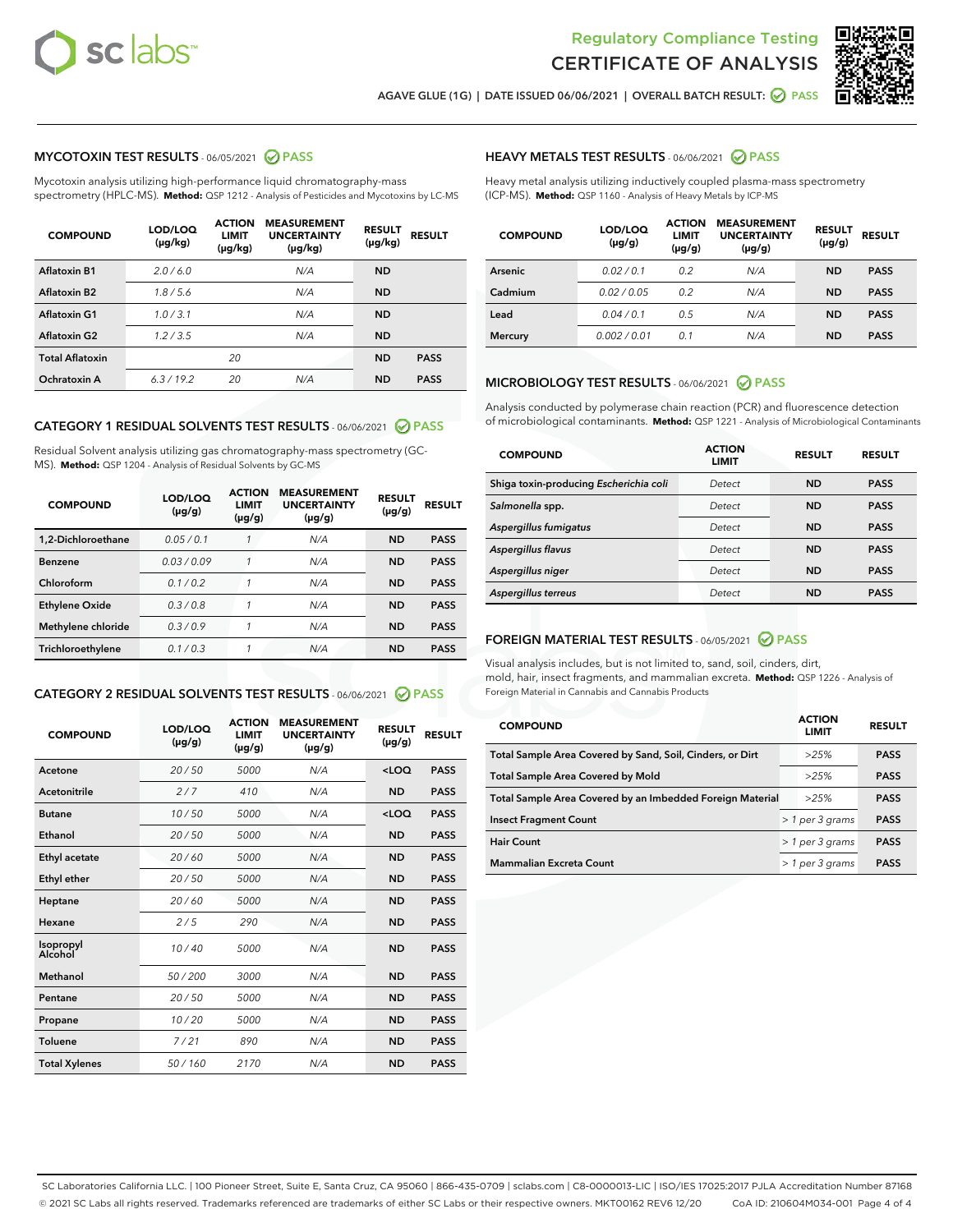Regulatory Compliance Testing
CERTIFICATE OF ANALYSIS

AGAVE GLUE (1G) | DATE ISSUED 06/06/2021 | OVERALL BATCH RESULT: PASS

## MYCOTOXIN TEST RESULTS - 06/05/2021 PASS

Mycotoxin analysis utilizing high-performance liquid chromatography-mass spectrometry (HPLC-MS). **Method:** QSP 1212 - Analysis of Pesticides and Mycotoxins by LC-MS

| COMPOUND | LOD/LOQ (µg/kg) | ACTION LIMIT (µg/kg) | MEASUREMENT UNCERTAINTY (µg/kg) | RESULT (µg/kg) | RESULT |
|---|---|---|---|---|---|
| Aflatoxin B1 | 2.0 / 6.0 | | N/A | ND | |
| Aflatoxin B2 | 1.8 / 5.6 | | N/A | ND | |
| Aflatoxin G1 | 1.0 / 3.1 | | N/A | ND | |
| Aflatoxin G2 | 1.2 / 3.5 | | N/A | ND | |
| Total Aflatoxin | | 20 | | ND | PASS |
| Ochratoxin A | 6.3 / 19.2 | 20 | N/A | ND | PASS |

## CATEGORY 1 RESIDUAL SOLVENTS TEST RESULTS - 06/06/2021 PASS

Residual Solvent analysis utilizing gas chromatography-mass spectrometry (GC-MS). **Method:** QSP 1204 - Analysis of Residual Solvents by GC-MS

| COMPOUND | LOD/LOQ (µg/g) | ACTION LIMIT (µg/g) | MEASUREMENT UNCERTAINTY (µg/g) | RESULT (µg/g) | RESULT |
|---|---|---|---|---|---|
| 1,2-Dichloroethane | 0.05 / 0.1 | 1 | N/A | ND | PASS |
| Benzene | 0.03 / 0.09 | 1 | N/A | ND | PASS |
| Chloroform | 0.1 / 0.2 | 1 | N/A | ND | PASS |
| Ethylene Oxide | 0.3 / 0.8 | 1 | N/A | ND | PASS |
| Methylene chloride | 0.3 / 0.9 | 1 | N/A | ND | PASS |
| Trichloroethylene | 0.1 / 0.3 | 1 | N/A | ND | PASS |

## CATEGORY 2 RESIDUAL SOLVENTS TEST RESULTS - 06/06/2021 PASS

| COMPOUND | LOD/LOQ (µg/g) | ACTION LIMIT (µg/g) | MEASUREMENT UNCERTAINTY (µg/g) | RESULT (µg/g) | RESULT |
|---|---|---|---|---|---|
| Acetone | 20 / 50 | 5000 | N/A | <LOQ | PASS |
| Acetonitrile | 2 / 7 | 410 | N/A | ND | PASS |
| Butane | 10 / 50 | 5000 | N/A | <LOQ | PASS |
| Ethanol | 20 / 50 | 5000 | N/A | ND | PASS |
| Ethyl acetate | 20 / 60 | 5000 | N/A | ND | PASS |
| Ethyl ether | 20 / 50 | 5000 | N/A | ND | PASS |
| Heptane | 20 / 60 | 5000 | N/A | ND | PASS |
| Hexane | 2 / 5 | 290 | N/A | ND | PASS |
| Isopropyl Alcohol | 10 / 40 | 5000 | N/A | ND | PASS |
| Methanol | 50 / 200 | 3000 | N/A | ND | PASS |
| Pentane | 20 / 50 | 5000 | N/A | ND | PASS |
| Propane | 10 / 20 | 5000 | N/A | ND | PASS |
| Toluene | 7 / 21 | 890 | N/A | ND | PASS |
| Total Xylenes | 50 / 160 | 2170 | N/A | ND | PASS |

## HEAVY METALS TEST RESULTS - 06/06/2021 PASS

Heavy metal analysis utilizing inductively coupled plasma-mass spectrometry (ICP-MS). **Method:** QSP 1160 - Analysis of Heavy Metals by ICP-MS

| COMPOUND | LOD/LOQ (µg/g) | ACTION LIMIT (µg/g) | MEASUREMENT UNCERTAINTY (µg/g) | RESULT (µg/g) | RESULT |
|---|---|---|---|---|---|
| Arsenic | 0.02 / 0.1 | 0.2 | N/A | ND | PASS |
| Cadmium | 0.02 / 0.05 | 0.2 | N/A | ND | PASS |
| Lead | 0.04 / 0.1 | 0.5 | N/A | ND | PASS |
| Mercury | 0.002 / 0.01 | 0.1 | N/A | ND | PASS |

## MICROBIOLOGY TEST RESULTS - 06/06/2021 PASS

Analysis conducted by polymerase chain reaction (PCR) and fluorescence detection of microbiological contaminants. **Method:** QSP 1221 - Analysis of Microbiological Contaminants

| COMPOUND | ACTION LIMIT | RESULT | RESULT |
|---|---|---|---|
| Shiga toxin-producing *Escherichia coli* | Detect | ND | PASS |
| *Salmonella* spp. | Detect | ND | PASS |
| *Aspergillus fumigatus* | Detect | ND | PASS |
| *Aspergillus flavus* | Detect | ND | PASS |
| *Aspergillus niger* | Detect | ND | PASS |
| *Aspergillus terreus* | Detect | ND | PASS |

## FOREIGN MATERIAL TEST RESULTS - 06/05/2021 PASS

Visual analysis includes, but is not limited to, sand, soil, cinders, dirt, mold, hair, insect fragments, and mammalian excreta. **Method:** QSP 1226 - Analysis of Foreign Material in Cannabis and Cannabis Products

| COMPOUND | ACTION LIMIT | RESULT |
|---|---|---|
| Total Sample Area Covered by Sand, Soil, Cinders, or Dirt | >25% | PASS |
| Total Sample Area Covered by Mold | >25% | PASS |
| Total Sample Area Covered by an Imbedded Foreign Material | >25% | PASS |
| Insect Fragment Count | > 1 per 3 grams | PASS |
| Hair Count | > 1 per 3 grams | PASS |
| Mammalian Excreta Count | > 1 per 3 grams | PASS |

SC Laboratories California LLC. | 100 Pioneer Street, Suite E, Santa Cruz, CA 95060 | 866-435-0709 | sclabs.com | C8-0000013-LIC | ISO/IES 17025:2017 PJLA Accreditation Number 87168
© 2021 SC Labs all rights reserved. Trademarks referenced are trademarks of either SC Labs or their respective owners. MKT00162 REV6 12/20 CoA ID: 210604M034-001